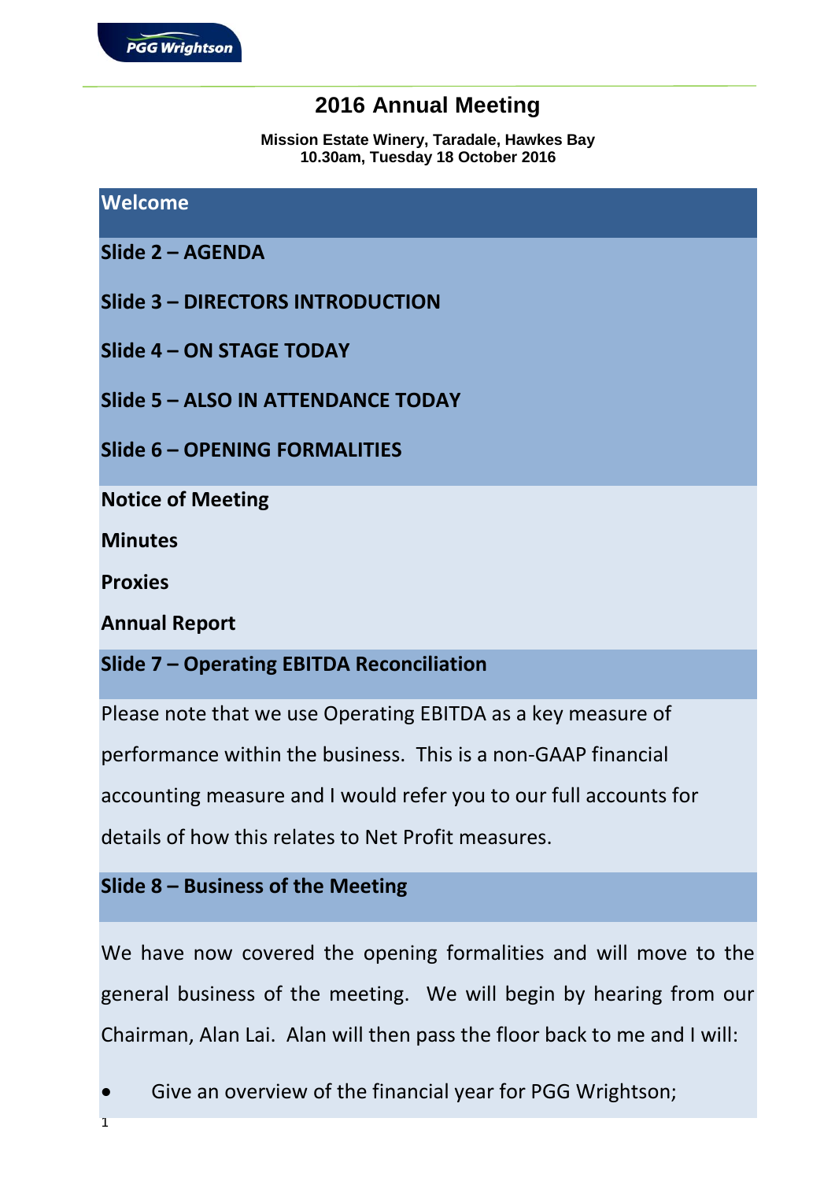# 2016 Annual Meeting

**Mission Estate Winery, Taradale, Hawkes Bay**
**10.30am, Tuesday 18 October 2016**

## Welcome

### Slide 2 – AGENDA

### Slide 3 – DIRECTORS INTRODUCTION

### Slide 4 – ON STAGE TODAY

### Slide 5 – ALSO IN ATTENDANCE TODAY

### Slide 6 – OPENING FORMALITIES

**Notice of Meeting**

**Minutes**

**Proxies**

**Annual Report**

### Slide 7 – Operating EBITDA Reconciliation

Please note that we use Operating EBITDA as a key measure of performance within the business. This is a non-GAAP financial accounting measure and I would refer you to our full accounts for details of how this relates to Net Profit measures.

### Slide 8 – Business of the Meeting

We have now covered the opening formalities and will move to the general business of the meeting. We will begin by hearing from our Chairman, Alan Lai. Alan will then pass the floor back to me and I will:

- Give an overview of the financial year for PGG Wrightson;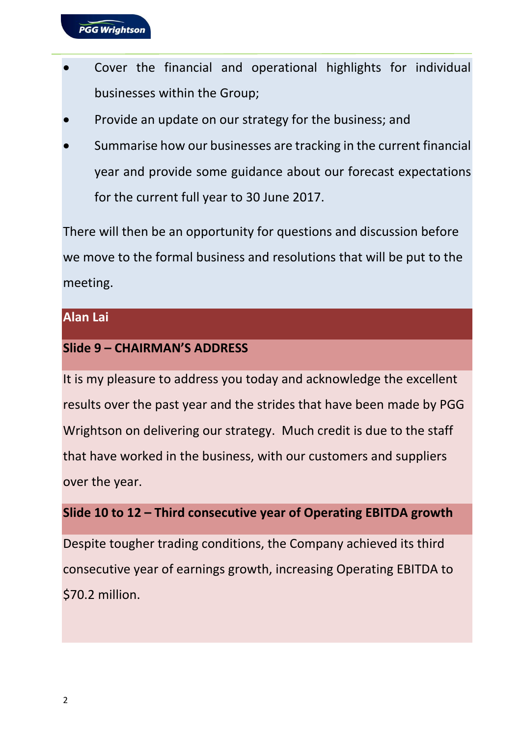- Cover the financial and operational highlights for individual businesses within the Group;
- Provide an update on our strategy for the business; and
- Summarise how our businesses are tracking in the current financial year and provide some guidance about our forecast expectations for the current full year to 30 June 2017.

There will then be an opportunity for questions and discussion before we move to the formal business and resolutions that will be put to the meeting.

## Alan Lai

### Slide 9 – CHAIRMAN'S ADDRESS

It is my pleasure to address you today and acknowledge the excellent results over the past year and the strides that have been made by PGG Wrightson on delivering our strategy. Much credit is due to the staff that have worked in the business, with our customers and suppliers over the year.

### Slide 10 to 12 – Third consecutive year of Operating EBITDA growth

Despite tougher trading conditions, the Company achieved its third consecutive year of earnings growth, increasing Operating EBITDA to $70.2 million.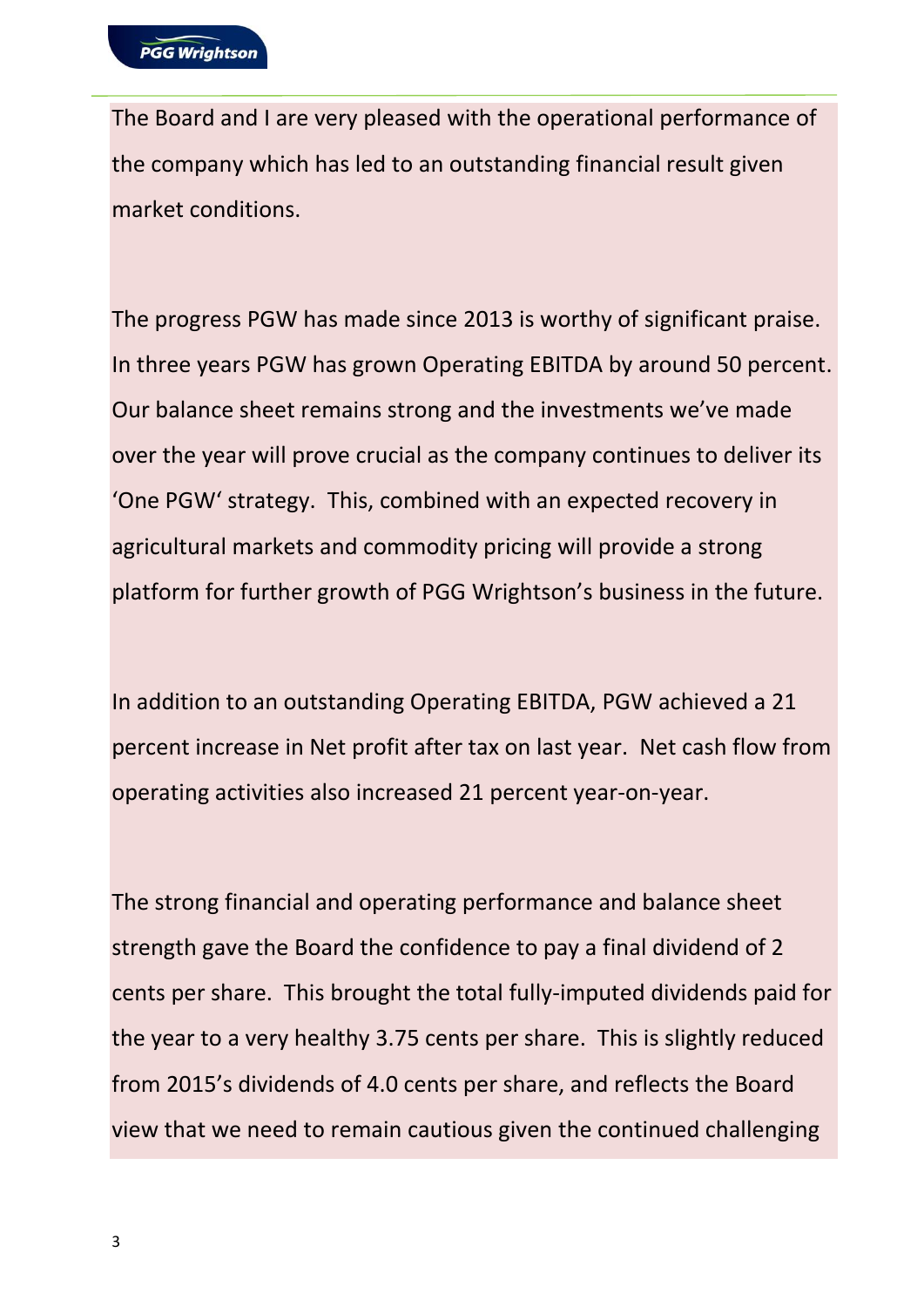The Board and I are very pleased with the operational performance of the company which has led to an outstanding financial result given market conditions.

The progress PGW has made since 2013 is worthy of significant praise. In three years PGW has grown Operating EBITDA by around 50 percent. Our balance sheet remains strong and the investments we've made over the year will prove crucial as the company continues to deliver its 'One PGW' strategy. This, combined with an expected recovery in agricultural markets and commodity pricing will provide a strong platform for further growth of PGG Wrightson's business in the future.

In addition to an outstanding Operating EBITDA, PGW achieved a 21 percent increase in Net profit after tax on last year. Net cash flow from operating activities also increased 21 percent year-on-year.

The strong financial and operating performance and balance sheet strength gave the Board the confidence to pay a final dividend of 2 cents per share. This brought the total fully-imputed dividends paid for the year to a very healthy 3.75 cents per share. This is slightly reduced from 2015's dividends of 4.0 cents per share, and reflects the Board view that we need to remain cautious given the continued challenging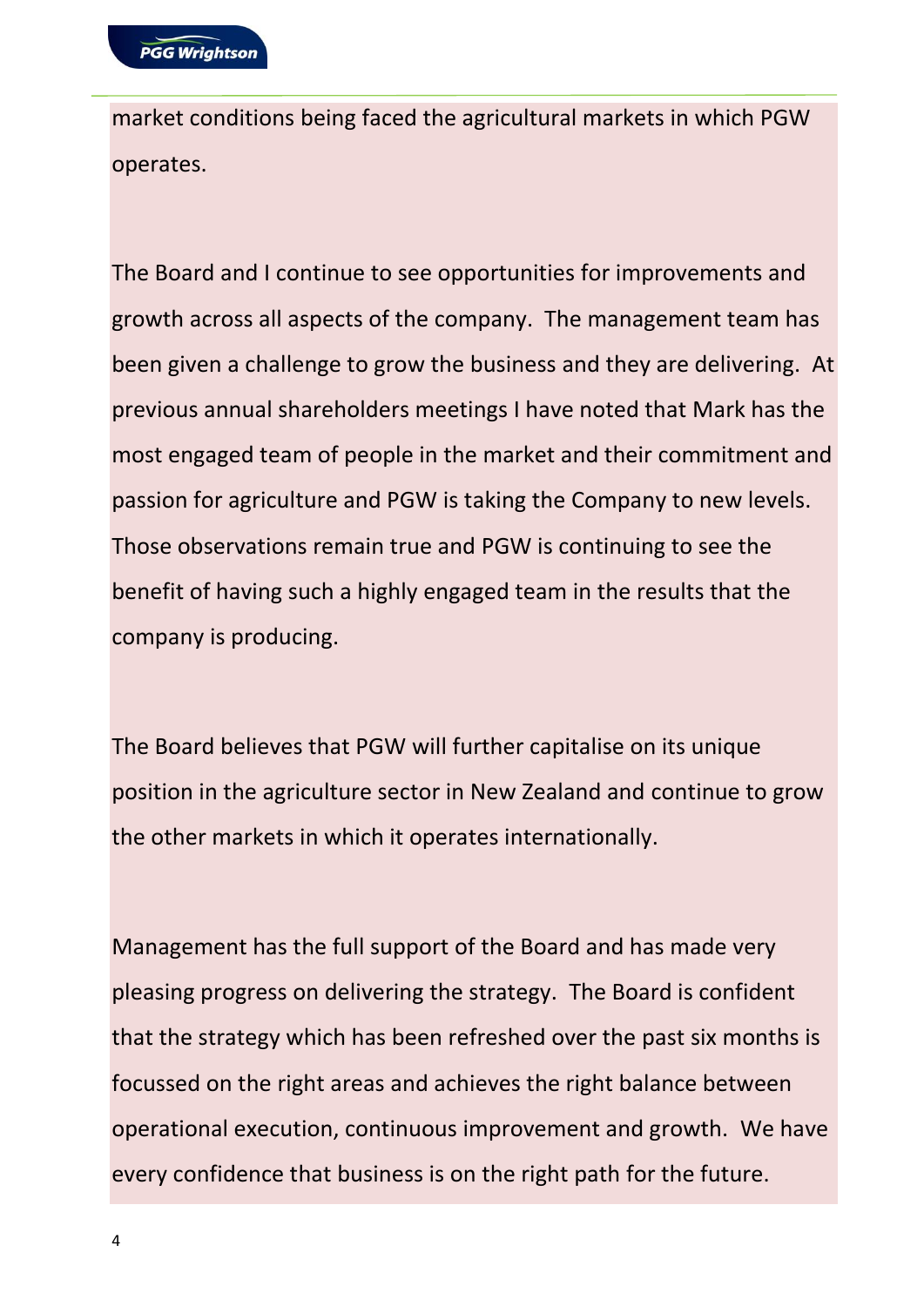market conditions being faced the agricultural markets in which PGW operates.

The Board and I continue to see opportunities for improvements and growth across all aspects of the company. The management team has been given a challenge to grow the business and they are delivering. At previous annual shareholders meetings I have noted that Mark has the most engaged team of people in the market and their commitment and passion for agriculture and PGW is taking the Company to new levels. Those observations remain true and PGW is continuing to see the benefit of having such a highly engaged team in the results that the company is producing.

The Board believes that PGW will further capitalise on its unique position in the agriculture sector in New Zealand and continue to grow the other markets in which it operates internationally.

Management has the full support of the Board and has made very pleasing progress on delivering the strategy. The Board is confident that the strategy which has been refreshed over the past six months is focussed on the right areas and achieves the right balance between operational execution, continuous improvement and growth. We have every confidence that business is on the right path for the future.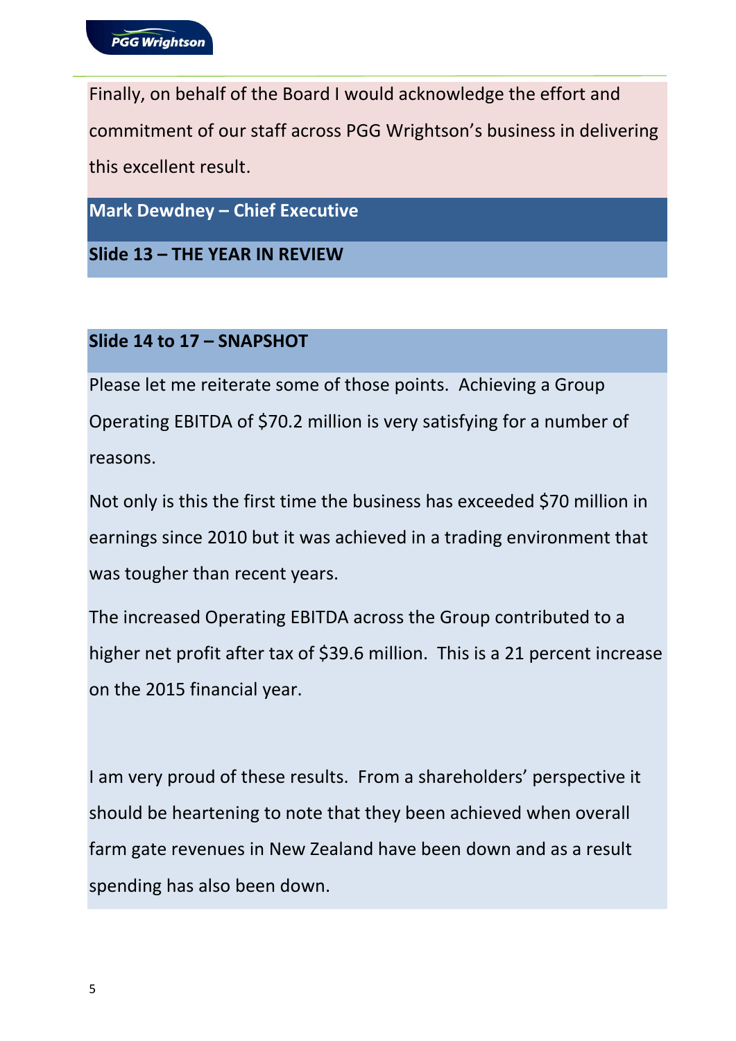Finally, on behalf of the Board I would acknowledge the effort and commitment of our staff across PGG Wrightson's business in delivering this excellent result.

## Mark Dewdney – Chief Executive

### Slide 13 – THE YEAR IN REVIEW

### Slide 14 to 17 – SNAPSHOT

Please let me reiterate some of those points. Achieving a Group Operating EBITDA of $70.2 million is very satisfying for a number of reasons.

Not only is this the first time the business has exceeded $70 million in earnings since 2010 but it was achieved in a trading environment that was tougher than recent years.

The increased Operating EBITDA across the Group contributed to a higher net profit after tax of $39.6 million. This is a 21 percent increase on the 2015 financial year.

I am very proud of these results. From a shareholders' perspective it should be heartening to note that they been achieved when overall farm gate revenues in New Zealand have been down and as a result spending has also been down.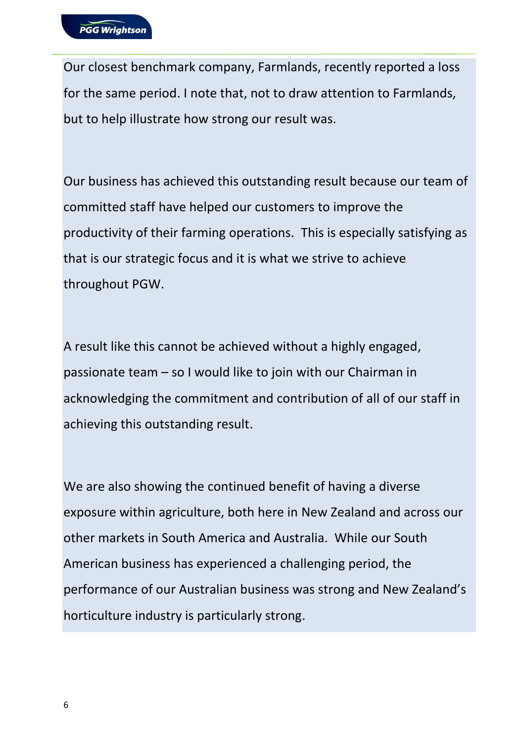Our closest benchmark company, Farmlands, recently reported a loss for the same period. I note that, not to draw attention to Farmlands, but to help illustrate how strong our result was.

Our business has achieved this outstanding result because our team of committed staff have helped our customers to improve the productivity of their farming operations. This is especially satisfying as that is our strategic focus and it is what we strive to achieve throughout PGW.

A result like this cannot be achieved without a highly engaged, passionate team – so I would like to join with our Chairman in acknowledging the commitment and contribution of all of our staff in achieving this outstanding result.

We are also showing the continued benefit of having a diverse exposure within agriculture, both here in New Zealand and across our other markets in South America and Australia. While our South American business has experienced a challenging period, the performance of our Australian business was strong and New Zealand's horticulture industry is particularly strong.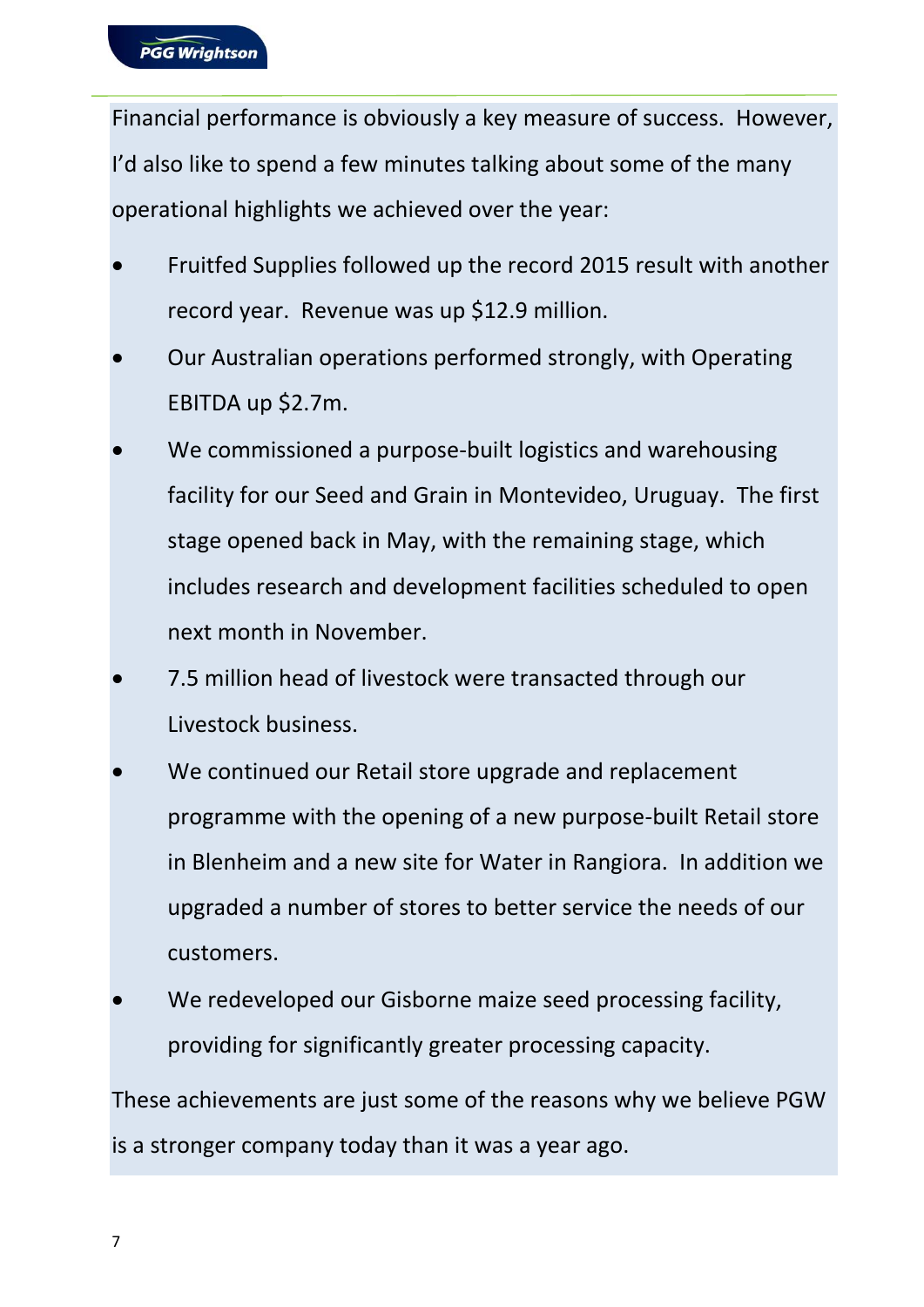Financial performance is obviously a key measure of success. However, I'd also like to spend a few minutes talking about some of the many operational highlights we achieved over the year:

- Fruitfed Supplies followed up the record 2015 result with another record year. Revenue was up $12.9 million.
- Our Australian operations performed strongly, with Operating EBITDA up $2.7m.
- We commissioned a purpose-built logistics and warehousing facility for our Seed and Grain in Montevideo, Uruguay. The first stage opened back in May, with the remaining stage, which includes research and development facilities scheduled to open next month in November.
- 7.5 million head of livestock were transacted through our Livestock business.
- We continued our Retail store upgrade and replacement programme with the opening of a new purpose-built Retail store in Blenheim and a new site for Water in Rangiora. In addition we upgraded a number of stores to better service the needs of our customers.
- We redeveloped our Gisborne maize seed processing facility, providing for significantly greater processing capacity.

These achievements are just some of the reasons why we believe PGW is a stronger company today than it was a year ago.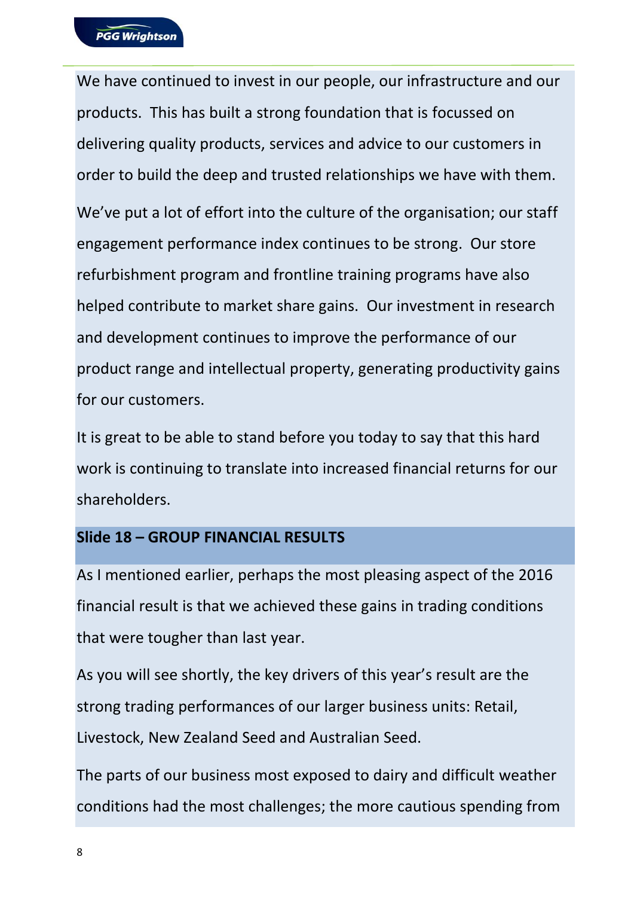We have continued to invest in our people, our infrastructure and our products. This has built a strong foundation that is focussed on delivering quality products, services and advice to our customers in order to build the deep and trusted relationships we have with them.

We've put a lot of effort into the culture of the organisation; our staff engagement performance index continues to be strong. Our store refurbishment program and frontline training programs have also helped contribute to market share gains. Our investment in research and development continues to improve the performance of our product range and intellectual property, generating productivity gains for our customers.

It is great to be able to stand before you today to say that this hard work is continuing to translate into increased financial returns for our shareholders.

## Slide 18 – GROUP FINANCIAL RESULTS

As I mentioned earlier, perhaps the most pleasing aspect of the 2016 financial result is that we achieved these gains in trading conditions that were tougher than last year.

As you will see shortly, the key drivers of this year's result are the strong trading performances of our larger business units: Retail, Livestock, New Zealand Seed and Australian Seed.

The parts of our business most exposed to dairy and difficult weather conditions had the most challenges; the more cautious spending from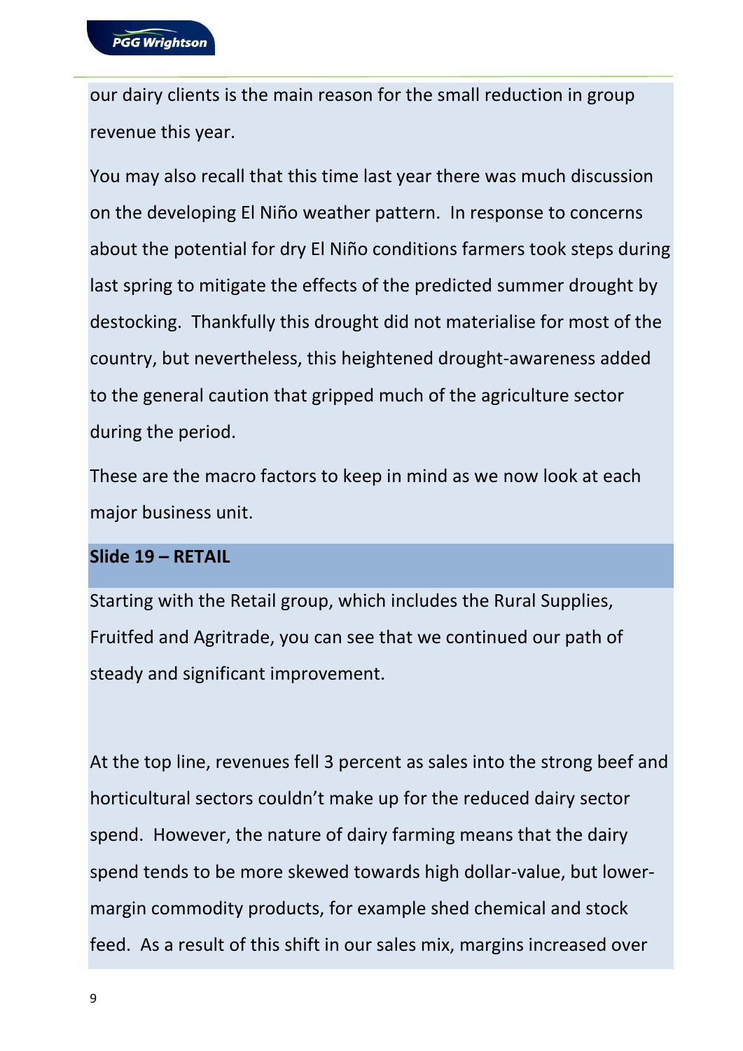our dairy clients is the main reason for the small reduction in group revenue this year.

You may also recall that this time last year there was much discussion on the developing El Niño weather pattern. In response to concerns about the potential for dry El Niño conditions farmers took steps during last spring to mitigate the effects of the predicted summer drought by destocking. Thankfully this drought did not materialise for most of the country, but nevertheless, this heightened drought-awareness added to the general caution that gripped much of the agriculture sector during the period.

These are the macro factors to keep in mind as we now look at each major business unit.

## Slide 19 – RETAIL

Starting with the Retail group, which includes the Rural Supplies, Fruitfed and Agritrade, you can see that we continued our path of steady and significant improvement.

At the top line, revenues fell 3 percent as sales into the strong beef and horticultural sectors couldn't make up for the reduced dairy sector spend. However, the nature of dairy farming means that the dairy spend tends to be more skewed towards high dollar-value, but lower-margin commodity products, for example shed chemical and stock feed. As a result of this shift in our sales mix, margins increased over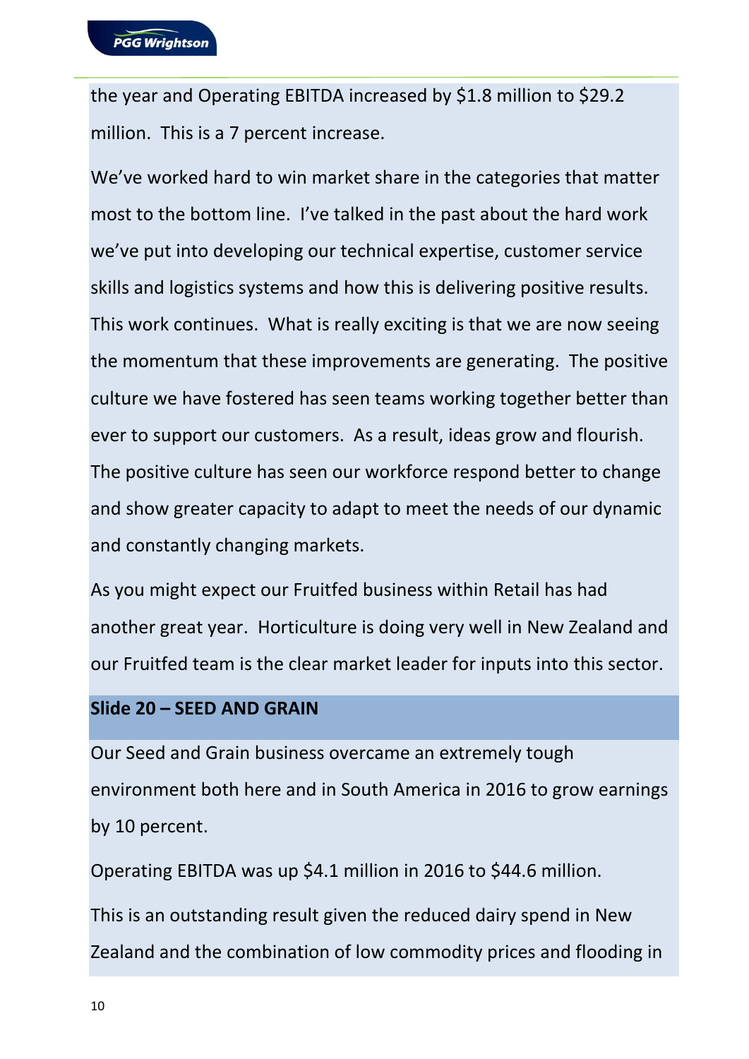the year and Operating EBITDA increased by $1.8 million to $29.2 million. This is a 7 percent increase.

We've worked hard to win market share in the categories that matter most to the bottom line. I've talked in the past about the hard work we've put into developing our technical expertise, customer service skills and logistics systems and how this is delivering positive results. This work continues. What is really exciting is that we are now seeing the momentum that these improvements are generating. The positive culture we have fostered has seen teams working together better than ever to support our customers. As a result, ideas grow and flourish. The positive culture has seen our workforce respond better to change and show greater capacity to adapt to meet the needs of our dynamic and constantly changing markets.

As you might expect our Fruitfed business within Retail has had another great year. Horticulture is doing very well in New Zealand and our Fruitfed team is the clear market leader for inputs into this sector.

**Slide 20 – SEED AND GRAIN**

Our Seed and Grain business overcame an extremely tough environment both here and in South America in 2016 to grow earnings by 10 percent.

Operating EBITDA was up $4.1 million in 2016 to $44.6 million.

This is an outstanding result given the reduced dairy spend in New Zealand and the combination of low commodity prices and flooding in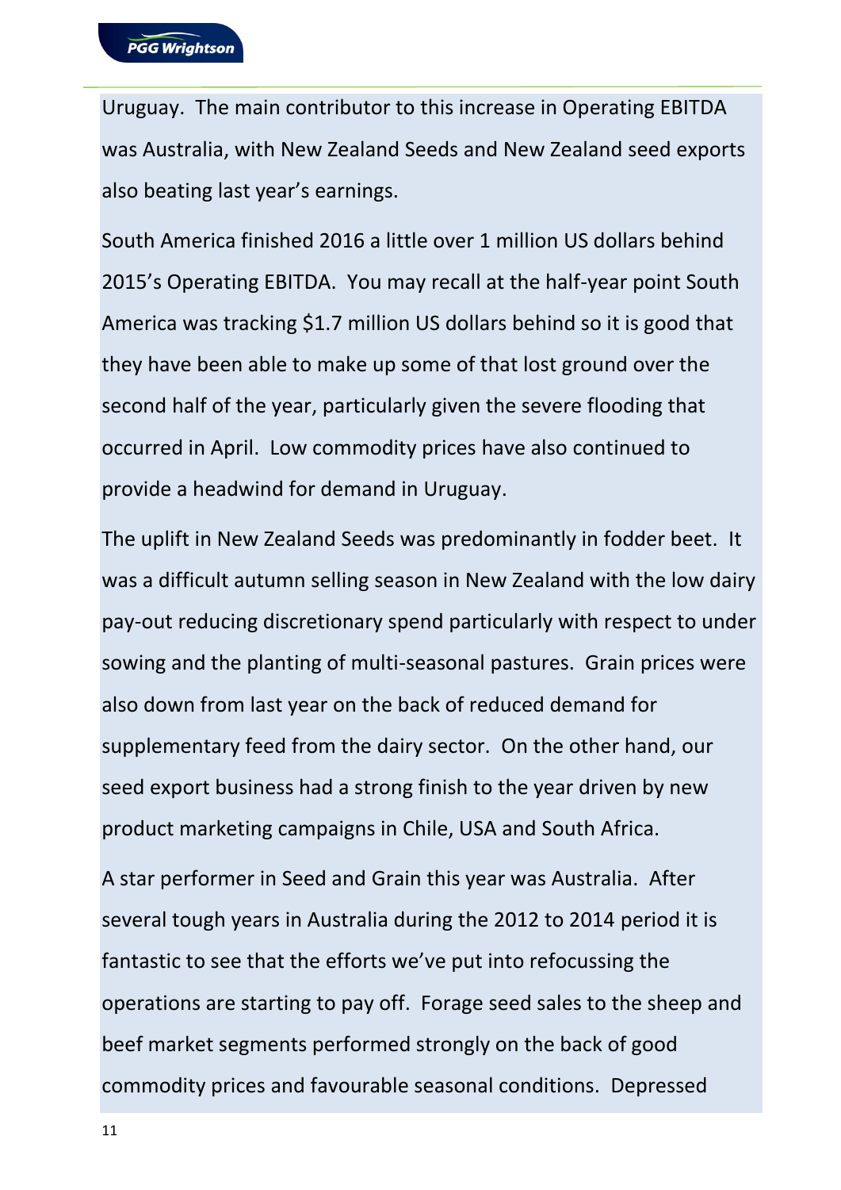Uruguay. The main contributor to this increase in Operating EBITDA was Australia, with New Zealand Seeds and New Zealand seed exports also beating last year's earnings.

South America finished 2016 a little over 1 million US dollars behind 2015's Operating EBITDA. You may recall at the half-year point South America was tracking $1.7 million US dollars behind so it is good that they have been able to make up some of that lost ground over the second half of the year, particularly given the severe flooding that occurred in April. Low commodity prices have also continued to provide a headwind for demand in Uruguay.

The uplift in New Zealand Seeds was predominantly in fodder beet. It was a difficult autumn selling season in New Zealand with the low dairy pay-out reducing discretionary spend particularly with respect to under sowing and the planting of multi-seasonal pastures. Grain prices were also down from last year on the back of reduced demand for supplementary feed from the dairy sector. On the other hand, our seed export business had a strong finish to the year driven by new product marketing campaigns in Chile, USA and South Africa.

A star performer in Seed and Grain this year was Australia. After several tough years in Australia during the 2012 to 2014 period it is fantastic to see that the efforts we've put into refocussing the operations are starting to pay off. Forage seed sales to the sheep and beef market segments performed strongly on the back of good commodity prices and favourable seasonal conditions. Depressed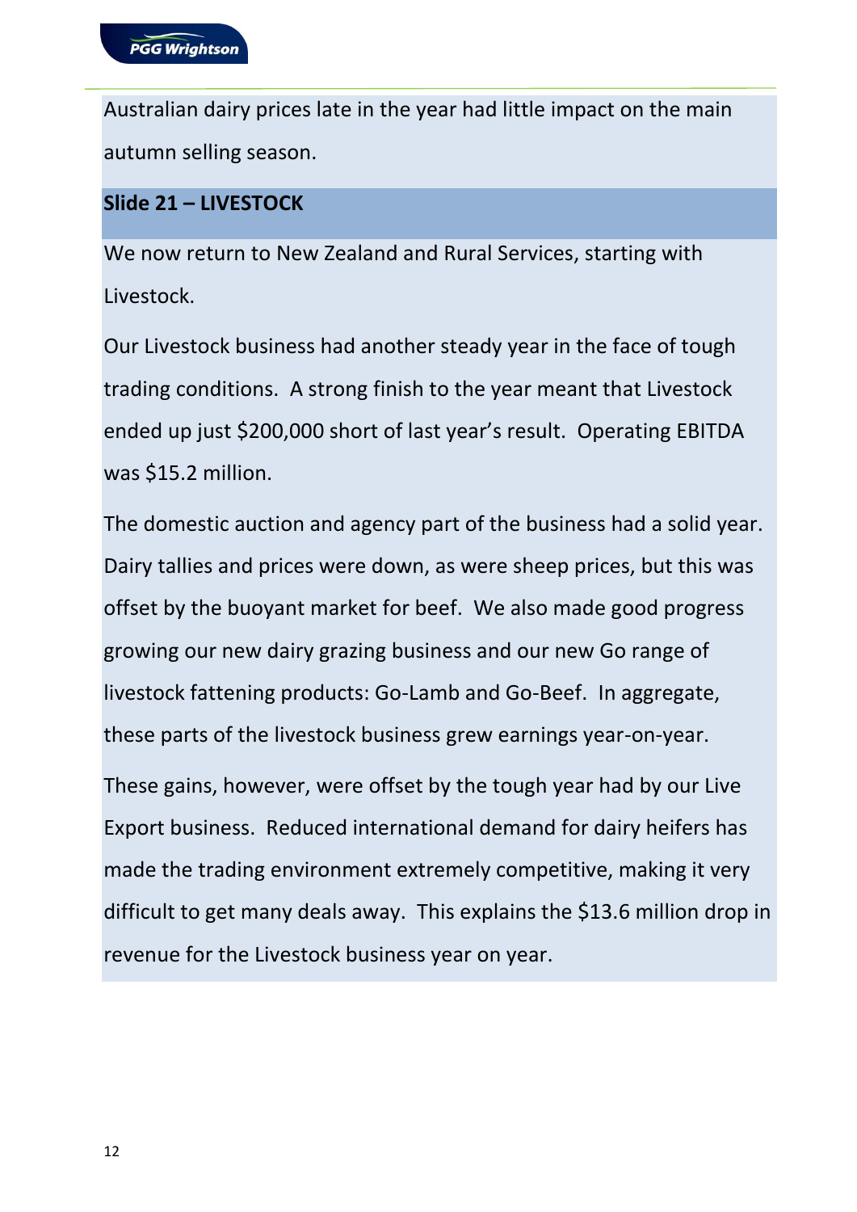Australian dairy prices late in the year had little impact on the main autumn selling season.

## Slide 21 – LIVESTOCK

We now return to New Zealand and Rural Services, starting with Livestock.

Our Livestock business had another steady year in the face of tough trading conditions. A strong finish to the year meant that Livestock ended up just $200,000 short of last year's result. Operating EBITDA was $15.2 million.

The domestic auction and agency part of the business had a solid year. Dairy tallies and prices were down, as were sheep prices, but this was offset by the buoyant market for beef. We also made good progress growing our new dairy grazing business and our new Go range of livestock fattening products: Go-Lamb and Go-Beef. In aggregate, these parts of the livestock business grew earnings year-on-year.

These gains, however, were offset by the tough year had by our Live Export business. Reduced international demand for dairy heifers has made the trading environment extremely competitive, making it very difficult to get many deals away. This explains the $13.6 million drop in revenue for the Livestock business year on year.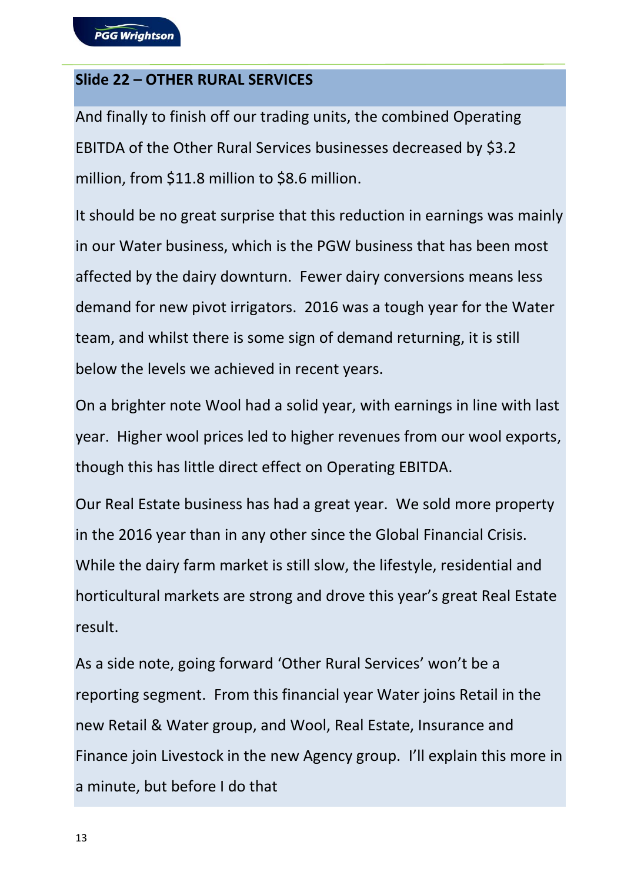## Slide 22 – OTHER RURAL SERVICES

And finally to finish off our trading units, the combined Operating EBITDA of the Other Rural Services businesses decreased by $3.2 million, from $11.8 million to $8.6 million.

It should be no great surprise that this reduction in earnings was mainly in our Water business, which is the PGW business that has been most affected by the dairy downturn. Fewer dairy conversions means less demand for new pivot irrigators. 2016 was a tough year for the Water team, and whilst there is some sign of demand returning, it is still below the levels we achieved in recent years.

On a brighter note Wool had a solid year, with earnings in line with last year. Higher wool prices led to higher revenues from our wool exports, though this has little direct effect on Operating EBITDA.

Our Real Estate business has had a great year. We sold more property in the 2016 year than in any other since the Global Financial Crisis. While the dairy farm market is still slow, the lifestyle, residential and horticultural markets are strong and drove this year's great Real Estate result.

As a side note, going forward 'Other Rural Services' won't be a reporting segment. From this financial year Water joins Retail in the new Retail & Water group, and Wool, Real Estate, Insurance and Finance join Livestock in the new Agency group. I'll explain this more in a minute, but before I do that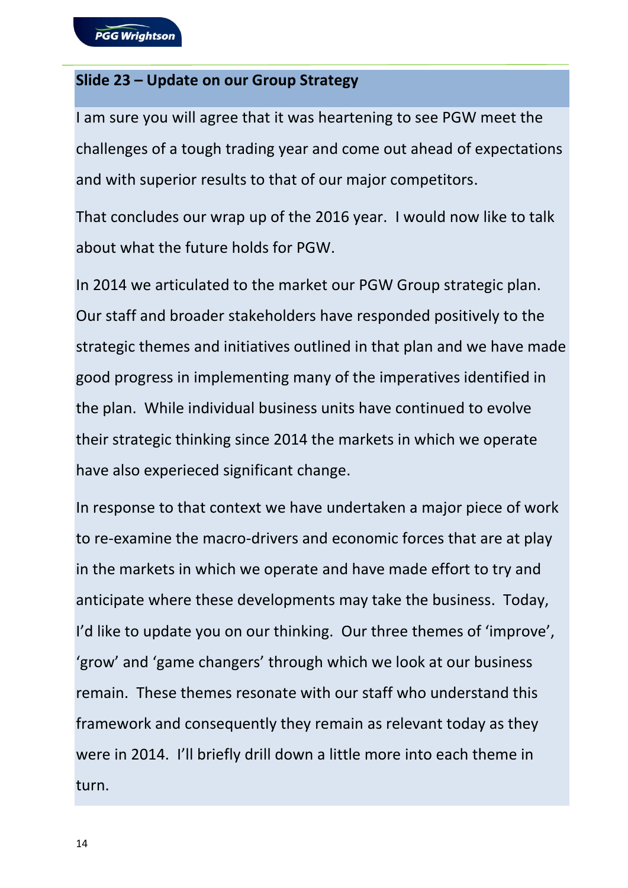## Slide 23 – Update on our Group Strategy

I am sure you will agree that it was heartening to see PGW meet the challenges of a tough trading year and come out ahead of expectations and with superior results to that of our major competitors.

That concludes our wrap up of the 2016 year. I would now like to talk about what the future holds for PGW.

In 2014 we articulated to the market our PGW Group strategic plan. Our staff and broader stakeholders have responded positively to the strategic themes and initiatives outlined in that plan and we have made good progress in implementing many of the imperatives identified in the plan. While individual business units have continued to evolve their strategic thinking since 2014 the markets in which we operate have also experieced significant change.

In response to that context we have undertaken a major piece of work to re-examine the macro-drivers and economic forces that are at play in the markets in which we operate and have made effort to try and anticipate where these developments may take the business. Today, I'd like to update you on our thinking. Our three themes of 'improve', 'grow' and 'game changers' through which we look at our business remain. These themes resonate with our staff who understand this framework and consequently they remain as relevant today as they were in 2014. I'll briefly drill down a little more into each theme in turn.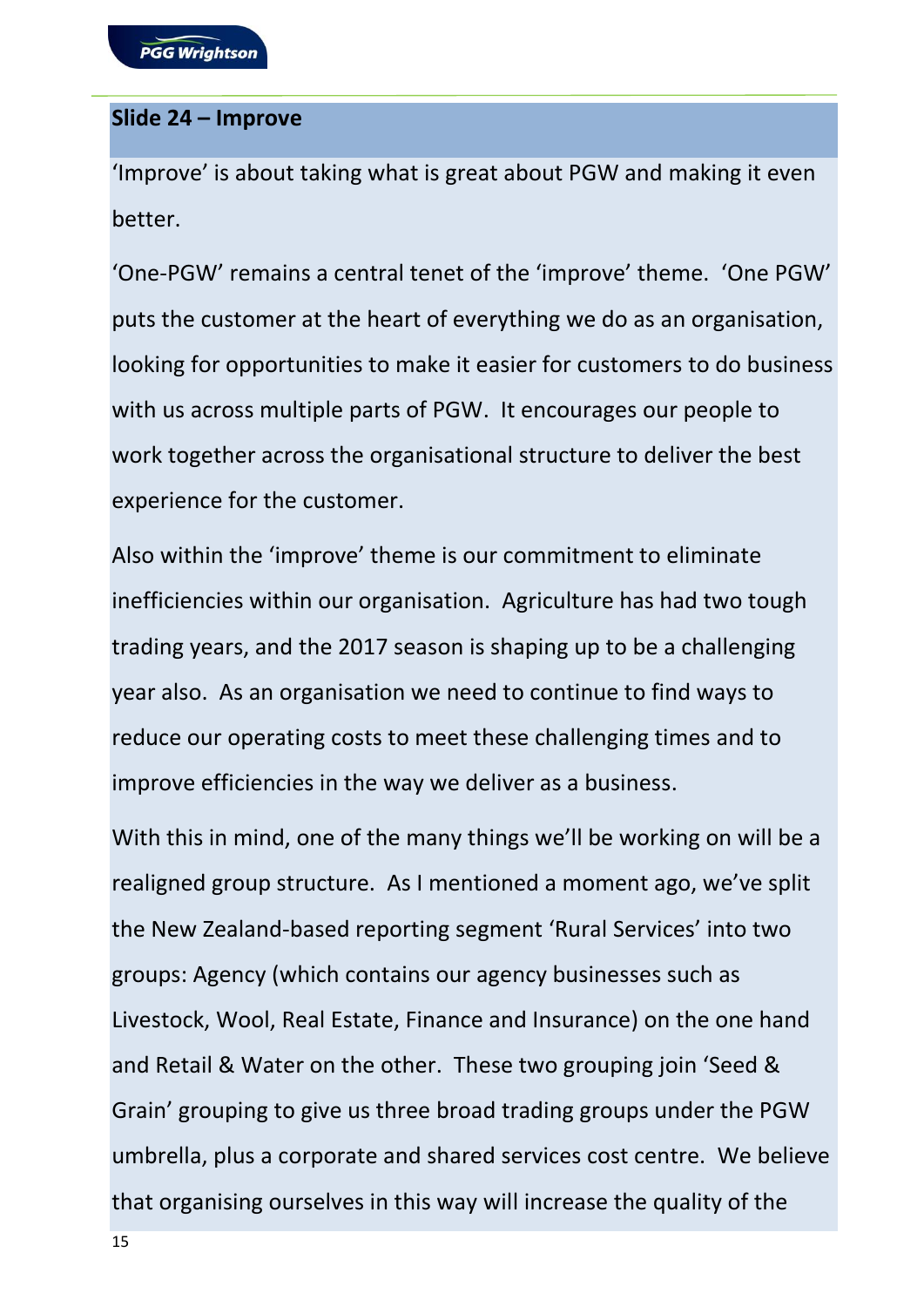## Slide 24 – Improve

'Improve' is about taking what is great about PGW and making it even better.

'One-PGW' remains a central tenet of the 'improve' theme. 'One PGW' puts the customer at the heart of everything we do as an organisation, looking for opportunities to make it easier for customers to do business with us across multiple parts of PGW. It encourages our people to work together across the organisational structure to deliver the best experience for the customer.

Also within the 'improve' theme is our commitment to eliminate inefficiencies within our organisation. Agriculture has had two tough trading years, and the 2017 season is shaping up to be a challenging year also. As an organisation we need to continue to find ways to reduce our operating costs to meet these challenging times and to improve efficiencies in the way we deliver as a business.

With this in mind, one of the many things we'll be working on will be a realigned group structure. As I mentioned a moment ago, we've split the New Zealand-based reporting segment 'Rural Services' into two groups: Agency (which contains our agency businesses such as Livestock, Wool, Real Estate, Finance and Insurance) on the one hand and Retail & Water on the other. These two grouping join 'Seed & Grain' grouping to give us three broad trading groups under the PGW umbrella, plus a corporate and shared services cost centre. We believe that organising ourselves in this way will increase the quality of the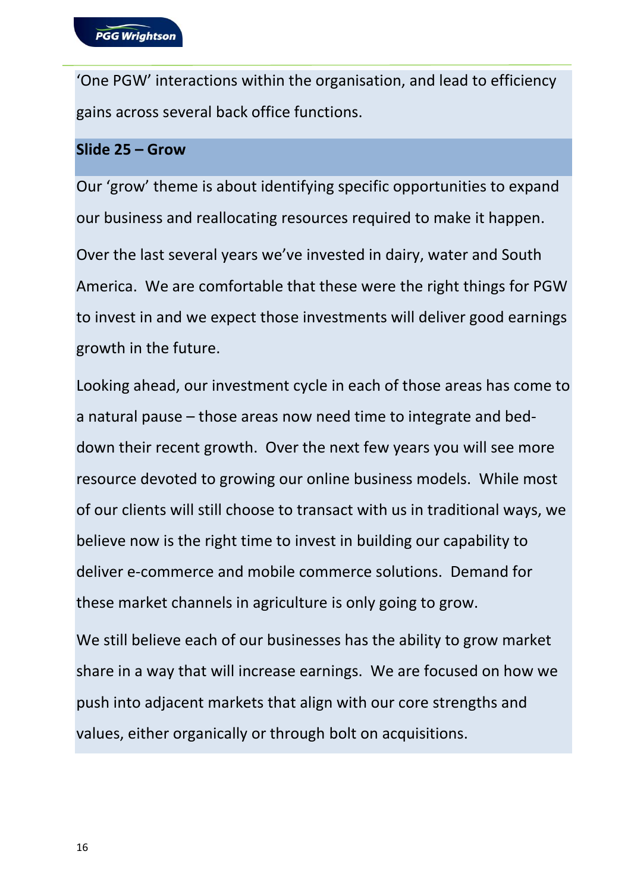'One PGW' interactions within the organisation, and lead to efficiency gains across several back office functions.

**Slide 25 – Grow**

Our 'grow' theme is about identifying specific opportunities to expand our business and reallocating resources required to make it happen.

Over the last several years we've invested in dairy, water and South America. We are comfortable that these were the right things for PGW to invest in and we expect those investments will deliver good earnings growth in the future.

Looking ahead, our investment cycle in each of those areas has come to a natural pause – those areas now need time to integrate and bed-down their recent growth. Over the next few years you will see more resource devoted to growing our online business models. While most of our clients will still choose to transact with us in traditional ways, we believe now is the right time to invest in building our capability to deliver e-commerce and mobile commerce solutions. Demand for these market channels in agriculture is only going to grow.

We still believe each of our businesses has the ability to grow market share in a way that will increase earnings. We are focused on how we push into adjacent markets that align with our core strengths and values, either organically or through bolt on acquisitions.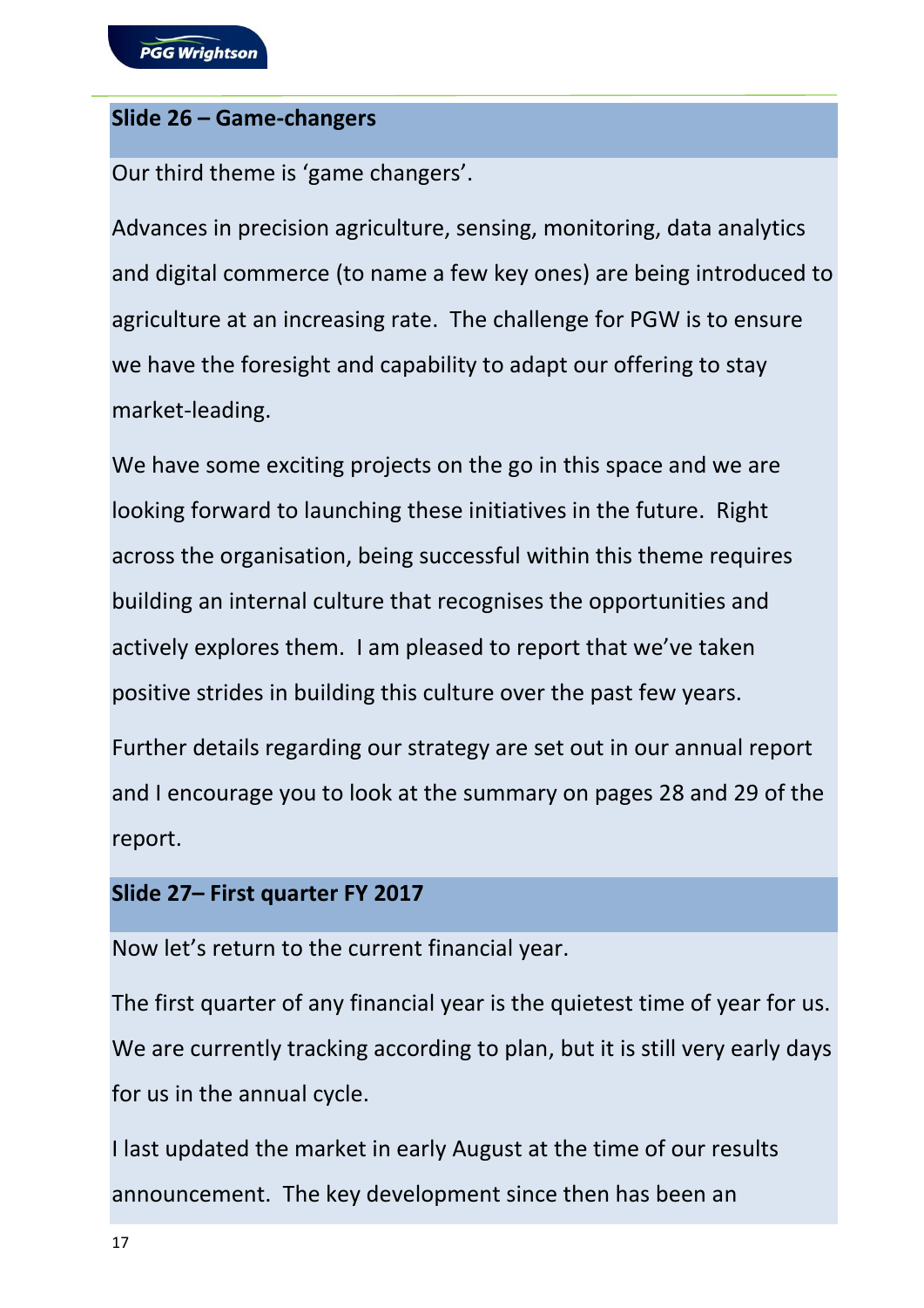## Slide 26 – Game-changers

Our third theme is 'game changers'.

Advances in precision agriculture, sensing, monitoring, data analytics and digital commerce (to name a few key ones) are being introduced to agriculture at an increasing rate. The challenge for PGW is to ensure we have the foresight and capability to adapt our offering to stay market-leading.

We have some exciting projects on the go in this space and we are looking forward to launching these initiatives in the future. Right across the organisation, being successful within this theme requires building an internal culture that recognises the opportunities and actively explores them. I am pleased to report that we've taken positive strides in building this culture over the past few years.

Further details regarding our strategy are set out in our annual report and I encourage you to look at the summary on pages 28 and 29 of the report.

## Slide 27– First quarter FY 2017

Now let's return to the current financial year.

The first quarter of any financial year is the quietest time of year for us. We are currently tracking according to plan, but it is still very early days for us in the annual cycle.

I last updated the market in early August at the time of our results announcement. The key development since then has been an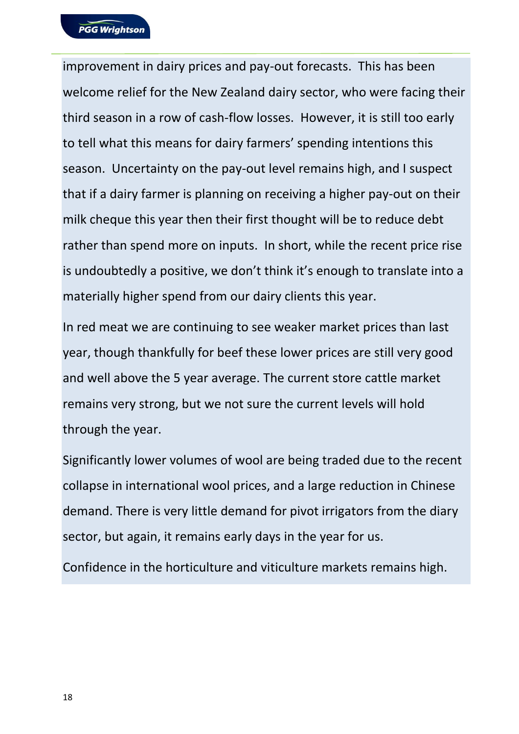improvement in dairy prices and pay-out forecasts. This has been welcome relief for the New Zealand dairy sector, who were facing their third season in a row of cash-flow losses. However, it is still too early to tell what this means for dairy farmers' spending intentions this season. Uncertainty on the pay-out level remains high, and I suspect that if a dairy farmer is planning on receiving a higher pay-out on their milk cheque this year then their first thought will be to reduce debt rather than spend more on inputs. In short, while the recent price rise is undoubtedly a positive, we don't think it's enough to translate into a materially higher spend from our dairy clients this year.

In red meat we are continuing to see weaker market prices than last year, though thankfully for beef these lower prices are still very good and well above the 5 year average. The current store cattle market remains very strong, but we not sure the current levels will hold through the year.

Significantly lower volumes of wool are being traded due to the recent collapse in international wool prices, and a large reduction in Chinese demand. There is very little demand for pivot irrigators from the diary sector, but again, it remains early days in the year for us.

Confidence in the horticulture and viticulture markets remains high.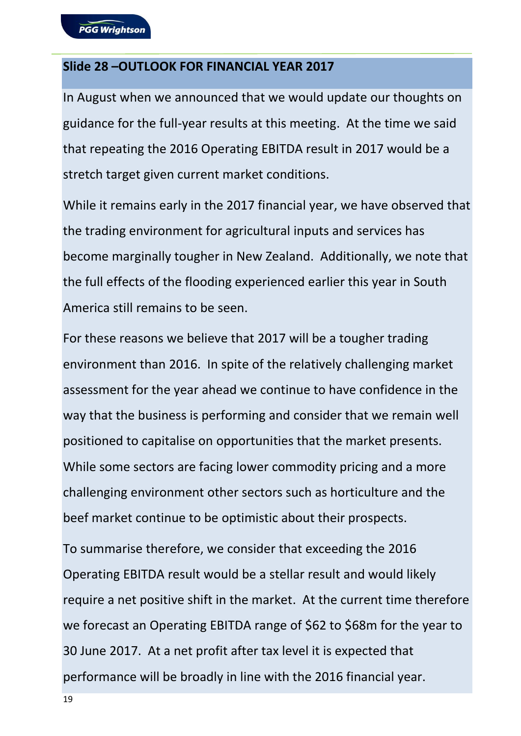## Slide 28 –OUTLOOK FOR FINANCIAL YEAR 2017

In August when we announced that we would update our thoughts on guidance for the full-year results at this meeting. At the time we said that repeating the 2016 Operating EBITDA result in 2017 would be a stretch target given current market conditions.

While it remains early in the 2017 financial year, we have observed that the trading environment for agricultural inputs and services has become marginally tougher in New Zealand. Additionally, we note that the full effects of the flooding experienced earlier this year in South America still remains to be seen.

For these reasons we believe that 2017 will be a tougher trading environment than 2016. In spite of the relatively challenging market assessment for the year ahead we continue to have confidence in the way that the business is performing and consider that we remain well positioned to capitalise on opportunities that the market presents. While some sectors are facing lower commodity pricing and a more challenging environment other sectors such as horticulture and the beef market continue to be optimistic about their prospects.

To summarise therefore, we consider that exceeding the 2016 Operating EBITDA result would be a stellar result and would likely require a net positive shift in the market. At the current time therefore we forecast an Operating EBITDA range of $62 to $68m for the year to 30 June 2017. At a net profit after tax level it is expected that performance will be broadly in line with the 2016 financial year.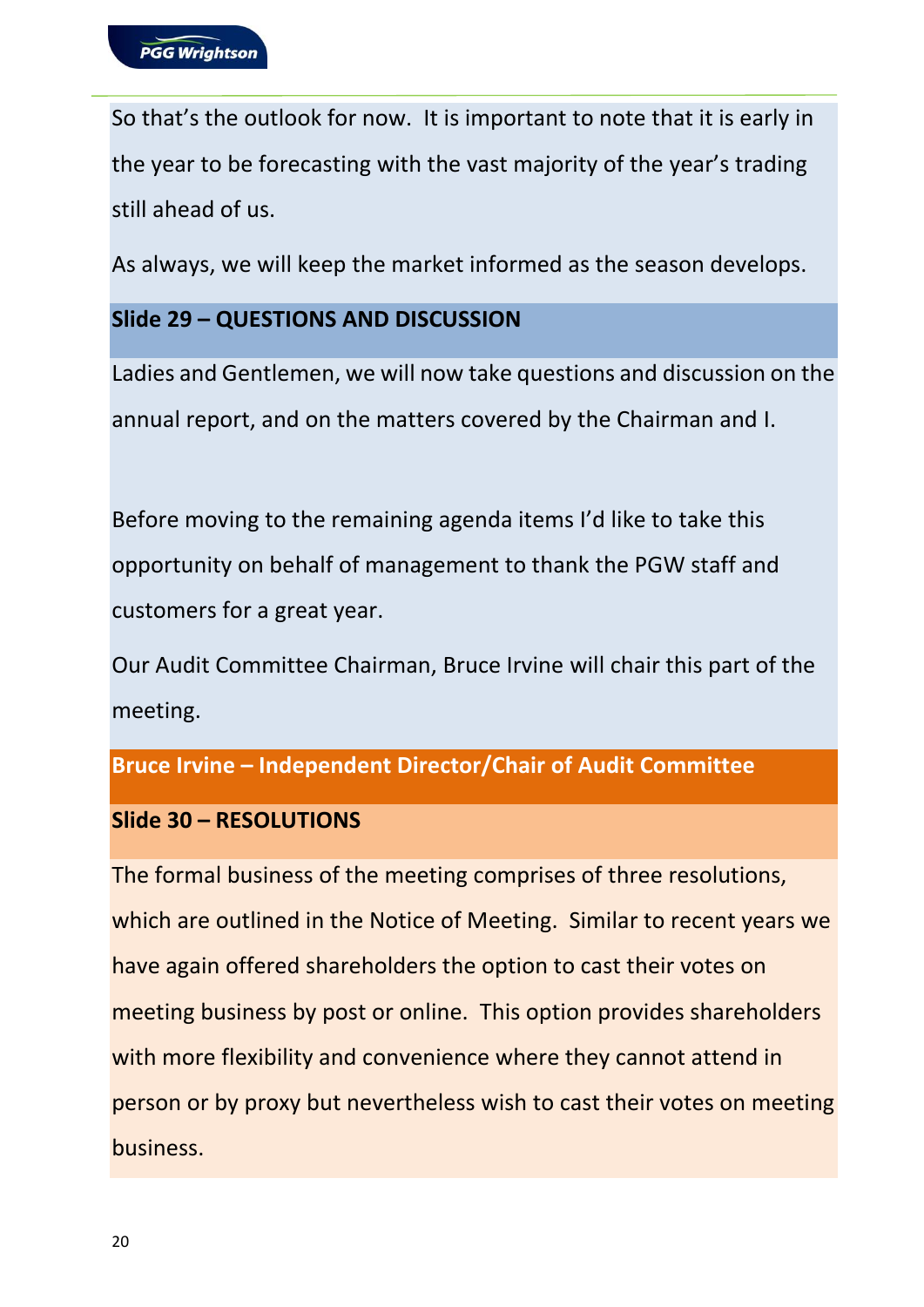So that's the outlook for now. It is important to note that it is early in the year to be forecasting with the vast majority of the year's trading still ahead of us.

As always, we will keep the market informed as the season develops.

## Slide 29 – QUESTIONS AND DISCUSSION

Ladies and Gentlemen, we will now take questions and discussion on the annual report, and on the matters covered by the Chairman and I.

Before moving to the remaining agenda items I'd like to take this opportunity on behalf of management to thank the PGW staff and customers for a great year.

Our Audit Committee Chairman, Bruce Irvine will chair this part of the meeting.

## Bruce Irvine – Independent Director/Chair of Audit Committee

## Slide 30 – RESOLUTIONS

The formal business of the meeting comprises of three resolutions, which are outlined in the Notice of Meeting. Similar to recent years we have again offered shareholders the option to cast their votes on meeting business by post or online. This option provides shareholders with more flexibility and convenience where they cannot attend in person or by proxy but nevertheless wish to cast their votes on meeting business.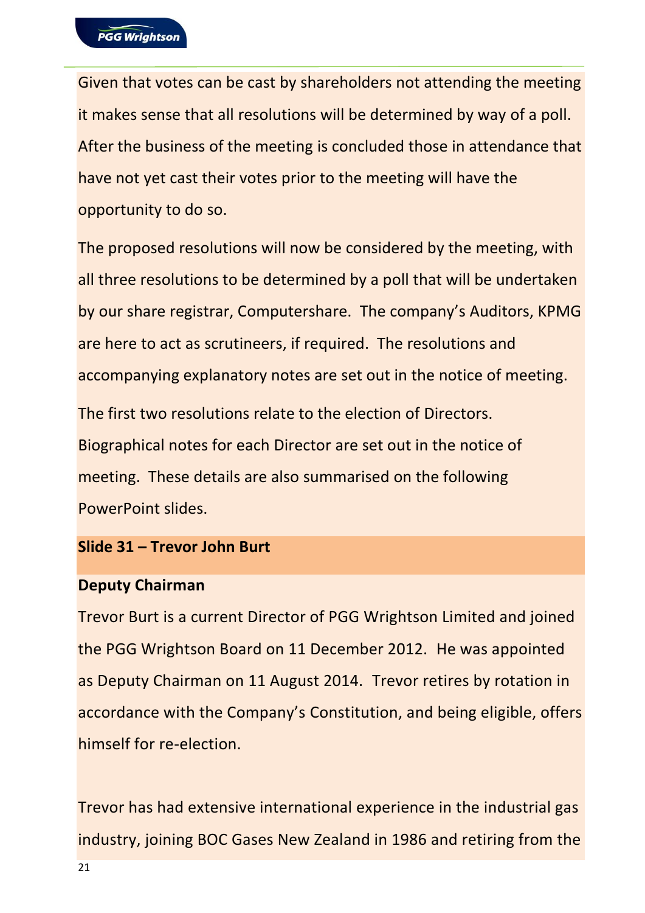Given that votes can be cast by shareholders not attending the meeting it makes sense that all resolutions will be determined by way of a poll. After the business of the meeting is concluded those in attendance that have not yet cast their votes prior to the meeting will have the opportunity to do so.

The proposed resolutions will now be considered by the meeting, with all three resolutions to be determined by a poll that will be undertaken by our share registrar, Computershare. The company's Auditors, KPMG are here to act as scrutineers, if required. The resolutions and accompanying explanatory notes are set out in the notice of meeting.

The first two resolutions relate to the election of Directors. Biographical notes for each Director are set out in the notice of meeting. These details are also summarised on the following PowerPoint slides.

**Slide 31 – Trevor John Burt**

**Deputy Chairman**

Trevor Burt is a current Director of PGG Wrightson Limited and joined the PGG Wrightson Board on 11 December 2012. He was appointed as Deputy Chairman on 11 August 2014. Trevor retires by rotation in accordance with the Company's Constitution, and being eligible, offers himself for re-election.

Trevor has had extensive international experience in the industrial gas industry, joining BOC Gases New Zealand in 1986 and retiring from the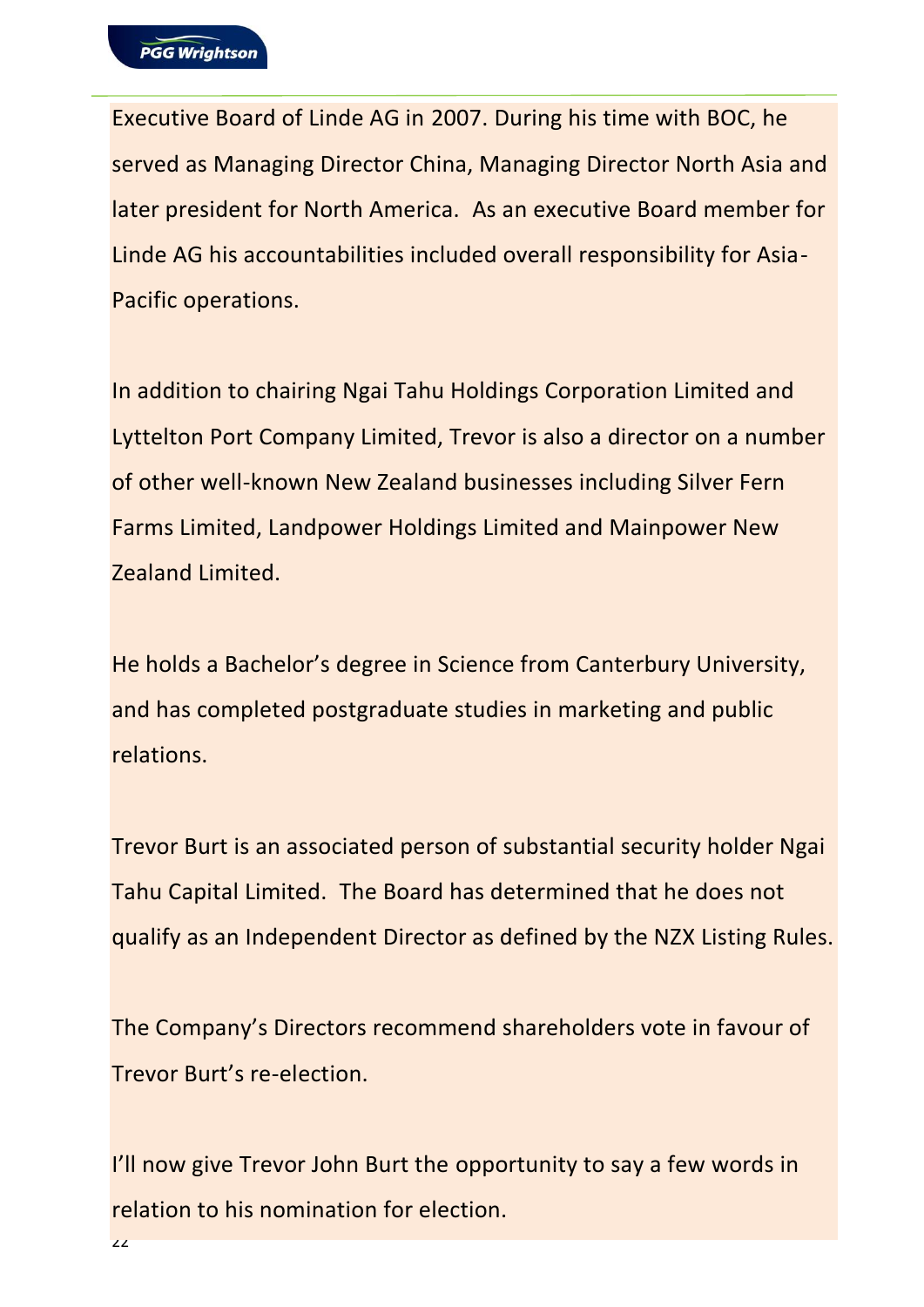Executive Board of Linde AG in 2007. During his time with BOC, he served as Managing Director China, Managing Director North Asia and later president for North America. As an executive Board member for Linde AG his accountabilities included overall responsibility for Asia-Pacific operations.

In addition to chairing Ngai Tahu Holdings Corporation Limited and Lyttelton Port Company Limited, Trevor is also a director on a number of other well-known New Zealand businesses including Silver Fern Farms Limited, Landpower Holdings Limited and Mainpower New Zealand Limited.

He holds a Bachelor's degree in Science from Canterbury University, and has completed postgraduate studies in marketing and public relations.

Trevor Burt is an associated person of substantial security holder Ngai Tahu Capital Limited. The Board has determined that he does not qualify as an Independent Director as defined by the NZX Listing Rules.

The Company's Directors recommend shareholders vote in favour of Trevor Burt's re-election.

I'll now give Trevor John Burt the opportunity to say a few words in relation to his nomination for election.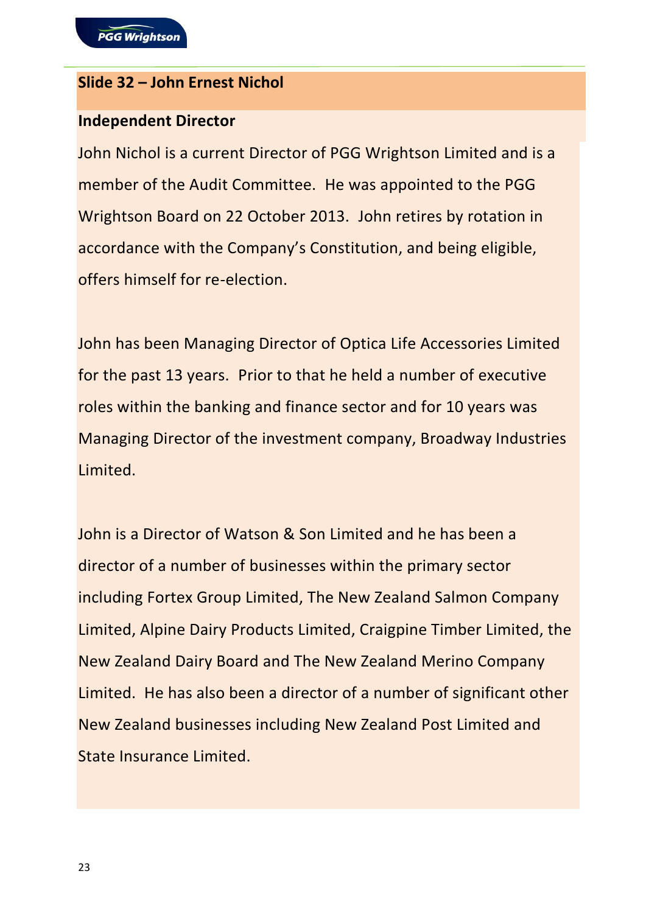## Slide 32 – John Ernest Nichol

**Independent Director**

John Nichol is a current Director of PGG Wrightson Limited and is a member of the Audit Committee. He was appointed to the PGG Wrightson Board on 22 October 2013. John retires by rotation in accordance with the Company's Constitution, and being eligible, offers himself for re-election.

John has been Managing Director of Optica Life Accessories Limited for the past 13 years. Prior to that he held a number of executive roles within the banking and finance sector and for 10 years was Managing Director of the investment company, Broadway Industries Limited.

John is a Director of Watson & Son Limited and he has been a director of a number of businesses within the primary sector including Fortex Group Limited, The New Zealand Salmon Company Limited, Alpine Dairy Products Limited, Craigpine Timber Limited, the New Zealand Dairy Board and The New Zealand Merino Company Limited. He has also been a director of a number of significant other New Zealand businesses including New Zealand Post Limited and State Insurance Limited.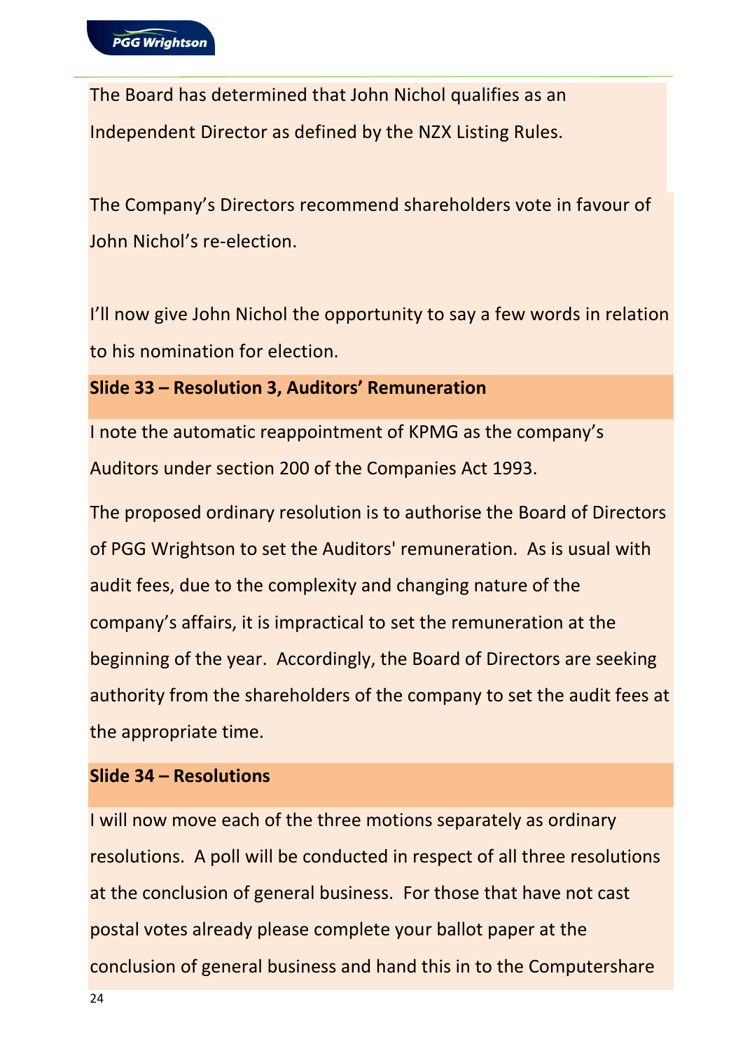The Board has determined that John Nichol qualifies as an Independent Director as defined by the NZX Listing Rules.

The Company's Directors recommend shareholders vote in favour of John Nichol's re-election.

I'll now give John Nichol the opportunity to say a few words in relation to his nomination for election.

**Slide 33 – Resolution 3, Auditors' Remuneration**

I note the automatic reappointment of KPMG as the company's Auditors under section 200 of the Companies Act 1993.

The proposed ordinary resolution is to authorise the Board of Directors of PGG Wrightson to set the Auditors' remuneration. As is usual with audit fees, due to the complexity and changing nature of the company's affairs, it is impractical to set the remuneration at the beginning of the year. Accordingly, the Board of Directors are seeking authority from the shareholders of the company to set the audit fees at the appropriate time.

**Slide 34 – Resolutions**

I will now move each of the three motions separately as ordinary resolutions. A poll will be conducted in respect of all three resolutions at the conclusion of general business. For those that have not cast postal votes already please complete your ballot paper at the conclusion of general business and hand this in to the Computershare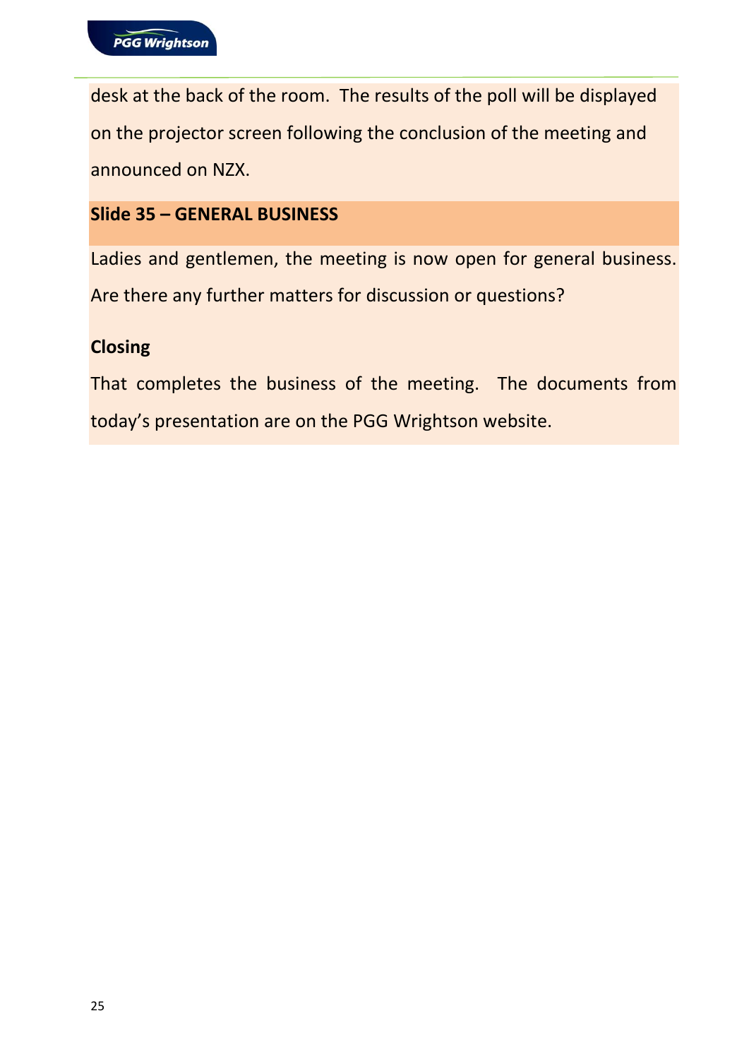desk at the back of the room. The results of the poll will be displayed on the projector screen following the conclusion of the meeting and announced on NZX.

## Slide 35 – GENERAL BUSINESS

Ladies and gentlemen, the meeting is now open for general business. Are there any further matters for discussion or questions?

**Closing**

That completes the business of the meeting. The documents from today's presentation are on the PGG Wrightson website.